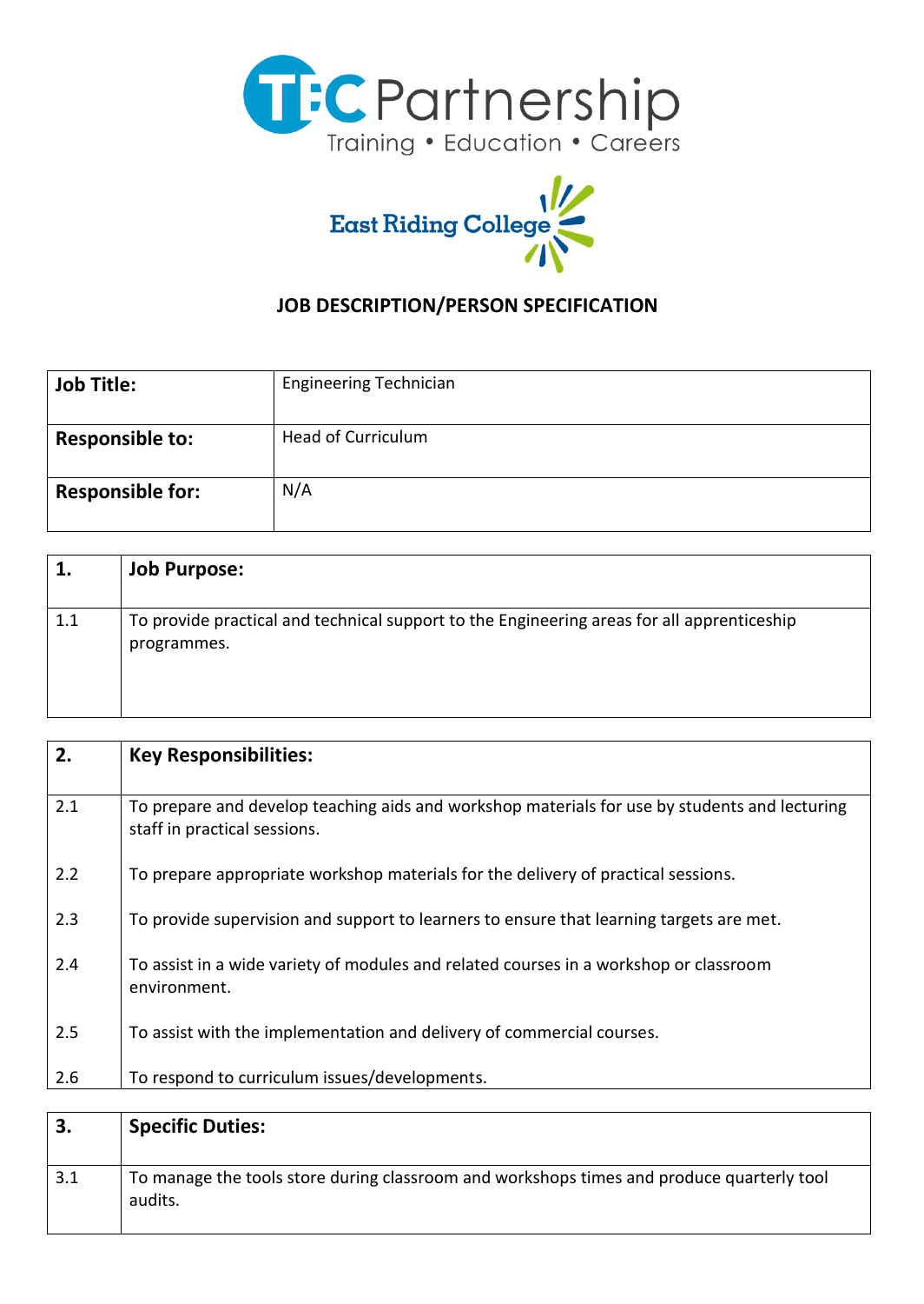TEC Partnership
Training • Education • Careers

East Riding College

# JOB DESCRIPTION/PERSON SPECIFICATION

| | |
|---|---|
| **Job Title:** | Engineering Technician |
| **Responsible to:** | Head of Curriculum |
| **Responsible for:** | N/A |

| **1.** | **Job Purpose:** |
|---|---|
| 1.1 | To provide practical and technical support to the Engineering areas for all apprenticeship programmes. |

| **2.** | **Key Responsibilities:** |
|---|---|
| 2.1 | To prepare and develop teaching aids and workshop materials for use by students and lecturing staff in practical sessions. |
| 2.2 | To prepare appropriate workshop materials for the delivery of practical sessions. |
| 2.3 | To provide supervision and support to learners to ensure that learning targets are met. |
| 2.4 | To assist in a wide variety of modules and related courses in a workshop or classroom environment. |
| 2.5 | To assist with the implementation and delivery of commercial courses. |
| 2.6 | To respond to curriculum issues/developments. |

| **3.** | **Specific Duties:** |
|---|---|
| 3.1 | To manage the tools store during classroom and workshops times and produce quarterly tool audits. |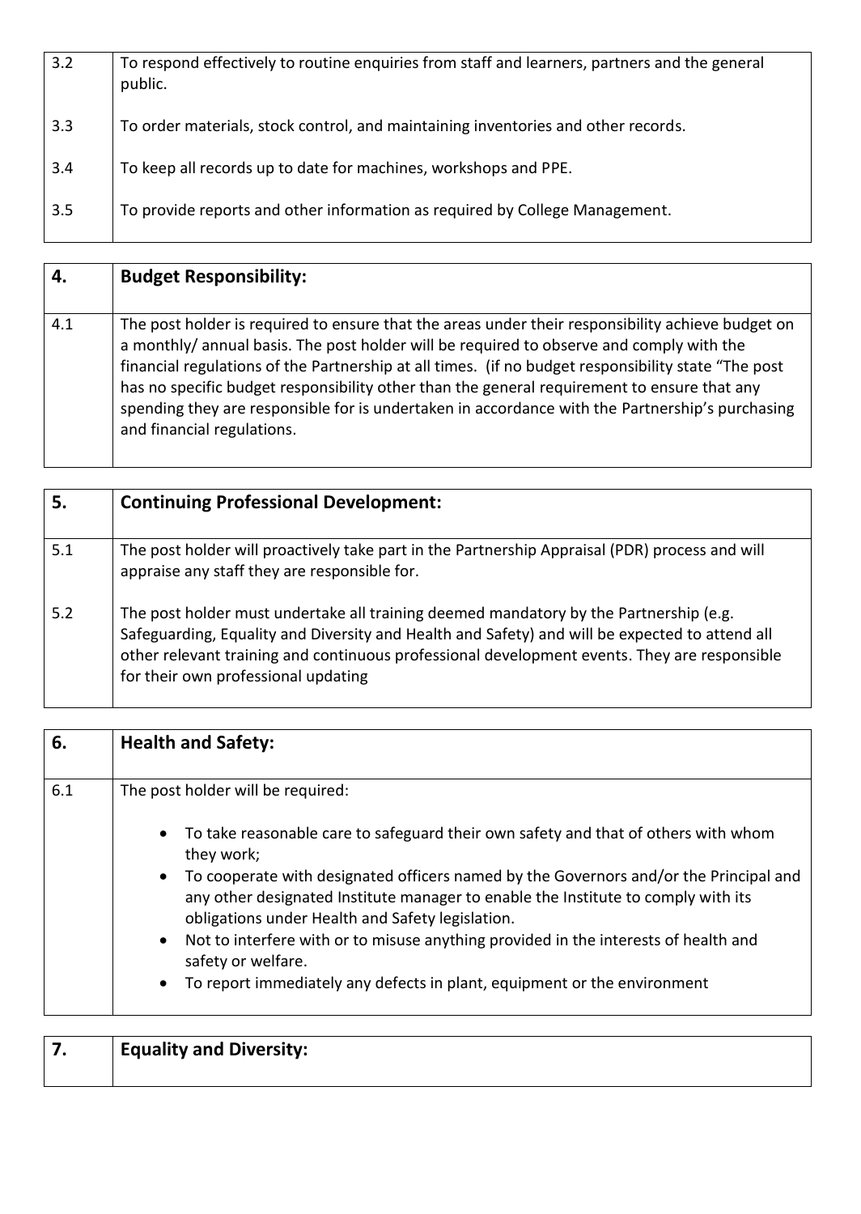| | |
|---|---|
| 3.2 | To respond effectively to routine enquiries from staff and learners, partners and the general public. |
| 3.3 | To order materials, stock control, and maintaining inventories and other records. |
| 3.4 | To keep all records up to date for machines, workshops and PPE. |
| 3.5 | To provide reports and other information as required by College Management. |

| **4.** | **Budget Responsibility:** |
|---|---|
| 4.1 | The post holder is required to ensure that the areas under their responsibility achieve budget on a monthly/ annual basis. The post holder will be required to observe and comply with the financial regulations of the Partnership at all times. (if no budget responsibility state "The post has no specific budget responsibility other than the general requirement to ensure that any spending they are responsible for is undertaken in accordance with the Partnership's purchasing and financial regulations. |

| **5.** | **Continuing Professional Development:** |
|---|---|
| 5.1 | The post holder will proactively take part in the Partnership Appraisal (PDR) process and will appraise any staff they are responsible for. |
| 5.2 | The post holder must undertake all training deemed mandatory by the Partnership (e.g. Safeguarding, Equality and Diversity and Health and Safety) and will be expected to attend all other relevant training and continuous professional development events. They are responsible for their own professional updating |

| **6.** | **Health and Safety:** |
|---|---|
| 6.1 | The post holder will be required:<br><br>• To take reasonable care to safeguard their own safety and that of others with whom they work;<br>• To cooperate with designated officers named by the Governors and/or the Principal and any other designated Institute manager to enable the Institute to comply with its obligations under Health and Safety legislation.<br>• Not to interfere with or to misuse anything provided in the interests of health and safety or welfare.<br>• To report immediately any defects in plant, equipment or the environment |

| **7.** | **Equality and Diversity:** |
|---|---|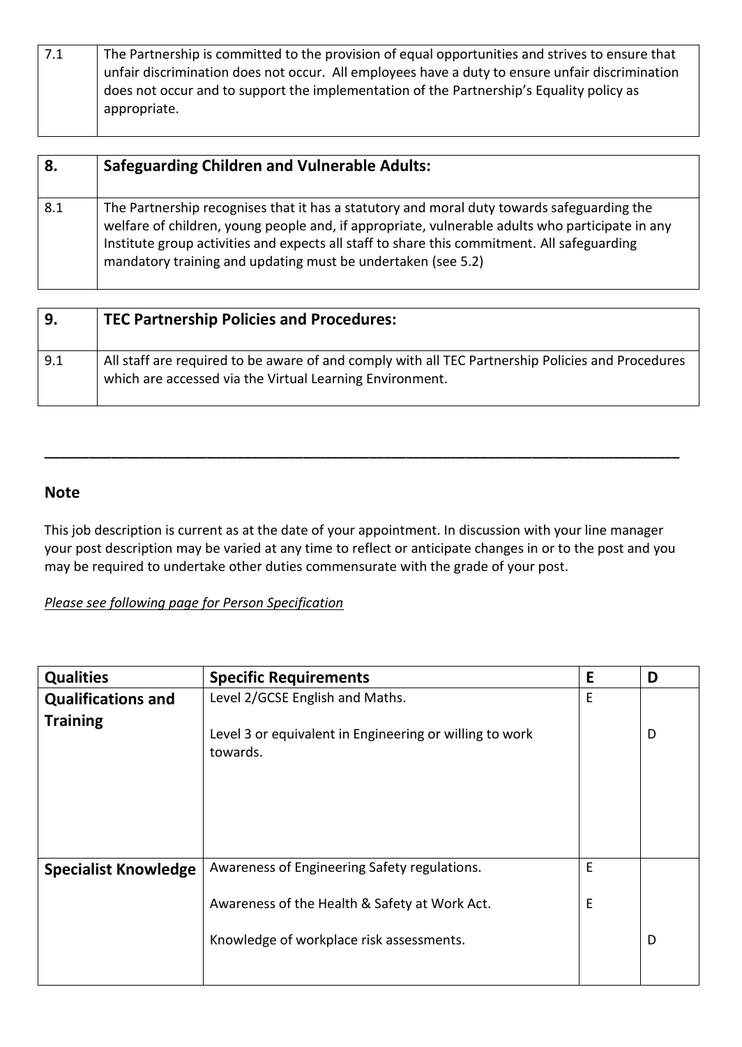| 7.1 | The Partnership is committed to the provision of equal opportunities and strives to ensure that unfair discrimination does not occur. All employees have a duty to ensure unfair discrimination does not occur and to support the implementation of the Partnership's Equality policy as appropriate. |
|---|---|

| **8.** | **Safeguarding Children and Vulnerable Adults:** |
|---|---|
| 8.1 | The Partnership recognises that it has a statutory and moral duty towards safeguarding the welfare of children, young people and, if appropriate, vulnerable adults who participate in any Institute group activities and expects all staff to share this commitment. All safeguarding mandatory training and updating must be undertaken (see 5.2) |

| **9.** | **TEC Partnership Policies and Procedures:** |
|---|---|
| 9.1 | All staff are required to be aware of and comply with all TEC Partnership Policies and Procedures which are accessed via the Virtual Learning Environment. |

---

**Note**

This job description is current as at the date of your appointment. In discussion with your line manager your post description may be varied at any time to reflect or anticipate changes in or to the post and you may be required to undertake other duties commensurate with the grade of your post.

*Please see following page for Person Specification*

| **Qualities** | **Specific Requirements** | **E** | **D** |
|---|---|---|---|
| **Qualifications and Training** | Level 2/GCSE English and Maths. | E | |
| | Level 3 or equivalent in Engineering or willing to work towards. | | D |
| **Specialist Knowledge** | Awareness of Engineering Safety regulations. | E | |
| | Awareness of the Health & Safety at Work Act. | E | |
| | Knowledge of workplace risk assessments. | | D |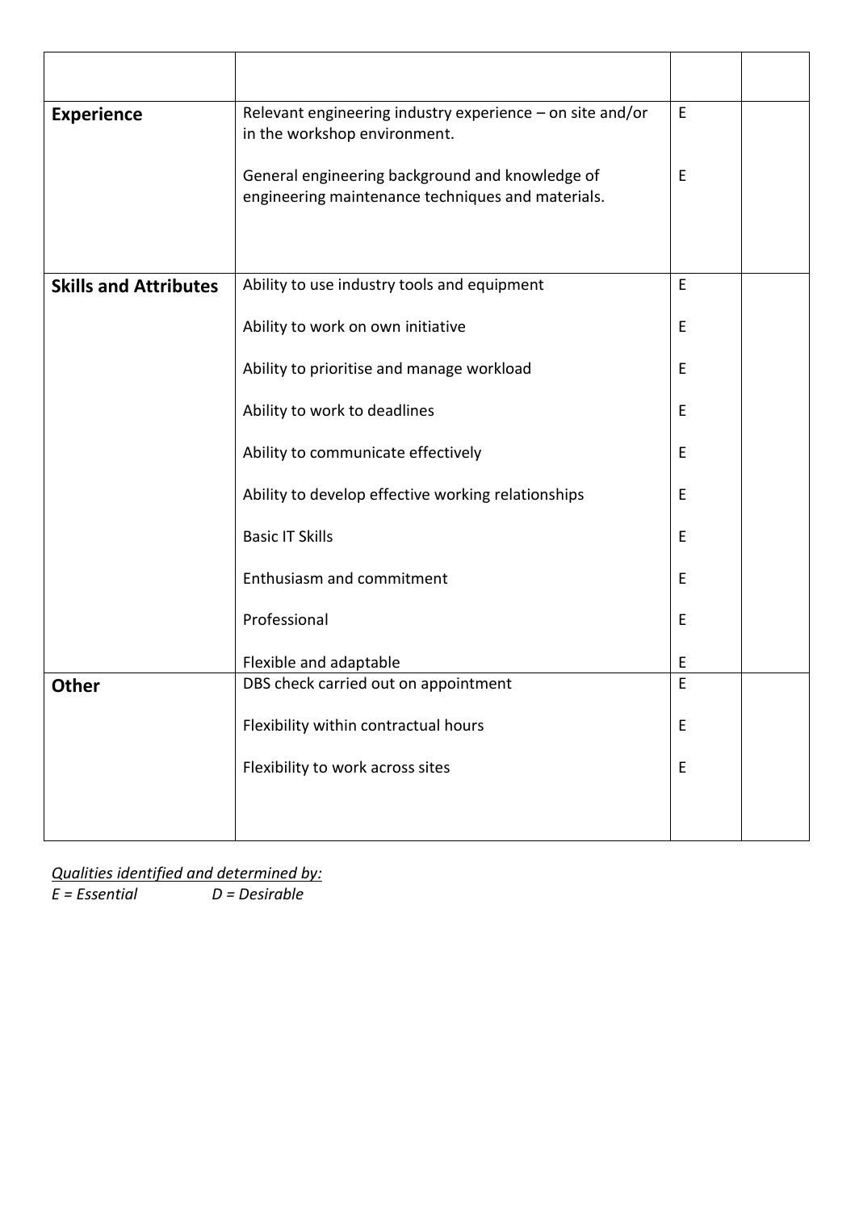| | | | |
|---|---|---|---|
| **Experience** | Relevant engineering industry experience – on site and/or in the workshop environment.<br><br>General engineering background and knowledge of engineering maintenance techniques and materials. | E<br><br>E | |
| **Skills and Attributes** | Ability to use industry tools and equipment<br><br>Ability to work on own initiative<br><br>Ability to prioritise and manage workload<br><br>Ability to work to deadlines<br><br>Ability to communicate effectively<br><br>Ability to develop effective working relationships<br><br>Basic IT Skills<br><br>Enthusiasm and commitment<br><br>Professional<br><br>Flexible and adaptable | E<br><br>E<br><br>E<br><br>E<br><br>E<br><br>E<br><br>E<br><br>E<br><br>E<br><br>E | |
| **Other** | DBS check carried out on appointment<br><br>Flexibility within contractual hours<br><br>Flexibility to work across sites | E<br><br>E<br><br>E | |

*Qualities identified and determined by:*
*E = Essential* *D = Desirable*